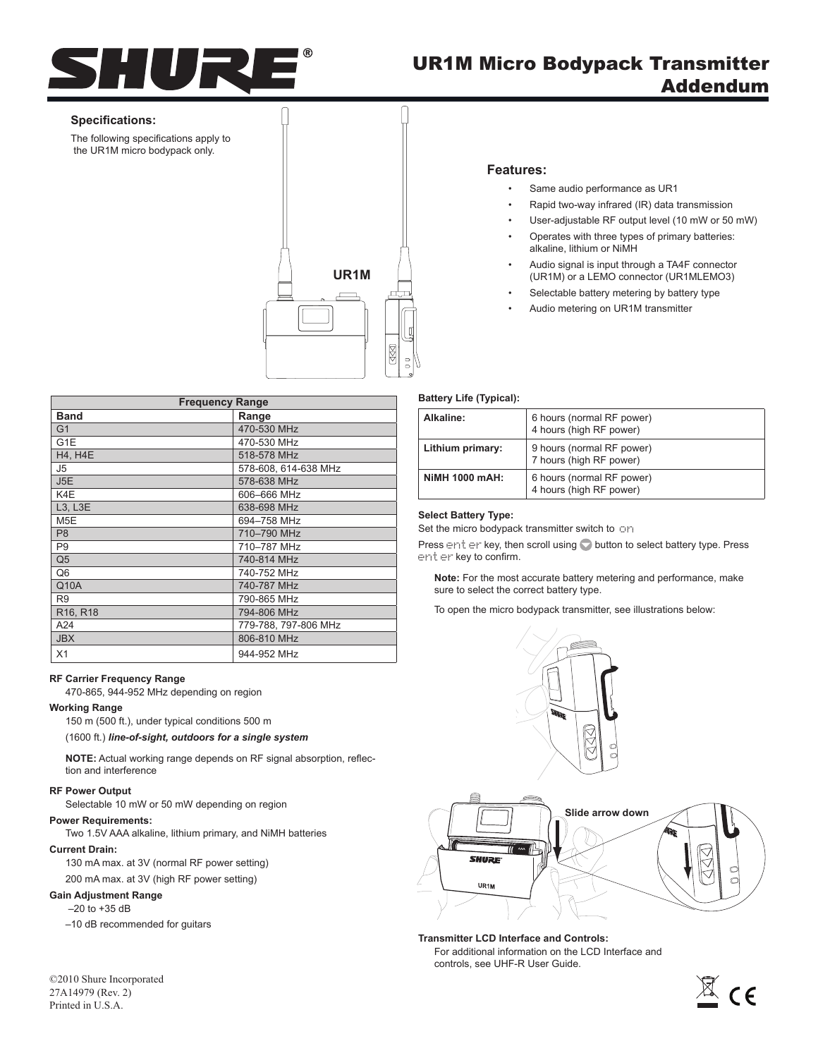# UR1M Micro Bodypack Transmitter Addendum

## Specifications:

The following specifications apply to the UR1M micro bodypack only.

UR1M

## Features:

- Same audio performance as UR1
- Rapid two-way infrared (IR) data transmission
- User-adjustable RF output level (10 mW or 50 mW)
- Operates with three types of primary batteries: alkaline, lithium or NiMH
- Audio signal is input through a TA4F connector (UR1M) or a LEMO connector (UR1MLEMO3)
- Selectable battery metering by battery type
- Audio metering on UR1M transmitter

| Frequency Range | |
|---|---|
| **Band** | **Range** |
| G1 | 470-530 MHz |
| G1E | 470-530 MHz |
| H4, H4E | 518-578 MHz |
| J5 | 578-608, 614-638 MHz |
| J5E | 578-638 MHz |
| K4E | 606–666 MHz |
| L3, L3E | 638-698 MHz |
| M5E | 694–758 MHz |
| P8 | 710–790 MHz |
| P9 | 710–787 MHz |
| Q5 | 740-814 MHz |
| Q6 | 740-752 MHz |
| Q10A | 740-787 MHz |
| R9 | 790-865 MHz |
| R16, R18 | 794-806 MHz |
| A24 | 779-788, 797-806 MHz |
| JBX | 806-810 MHz |
| X1 | 944-952 MHz |

**RF Carrier Frequency Range**

470-865, 944-952 MHz depending on region

**Working Range**

150 m (500 ft.), under typical conditions 500 m

(1600 ft.) ***line-of-sight, outdoors for a single system***

**NOTE:** Actual working range depends on RF signal absorption, reflection and interference

**RF Power Output**

Selectable 10 mW or 50 mW depending on region

**Power Requirements:**

Two 1.5V AAA alkaline, lithium primary, and NiMH batteries

**Current Drain:**

130 mA max. at 3V (normal RF power setting)

200 mA max. at 3V (high RF power setting)

**Gain Adjustment Range**

–20 to +35 dB

–10 dB recommended for guitars

**Battery Life (Typical):**

| | |
|---|---|
| **Alkaline:** | 6 hours (normal RF power)<br>4 hours (high RF power) |
| **Lithium primary:** | 9 hours (normal RF power)<br>7 hours (high RF power) |
| **NiMH 1000 mAH:** | 6 hours (normal RF power)<br>4 hours (high RF power) |

**Select Battery Type:**

Set the micro bodypack transmitter switch to on

Press enter key, then scroll using button to select battery type. Press enter key to confirm.

**Note:** For the most accurate battery metering and performance, make sure to select the correct battery type.

To open the micro bodypack transmitter, see illustrations below:

Slide arrow down

**Transmitter LCD Interface and Controls:**

For additional information on the LCD Interface and controls, see UHF-R User Guide.

©2010 Shure Incorporated
27A14979 (Rev. 2)
Printed in U.S.A.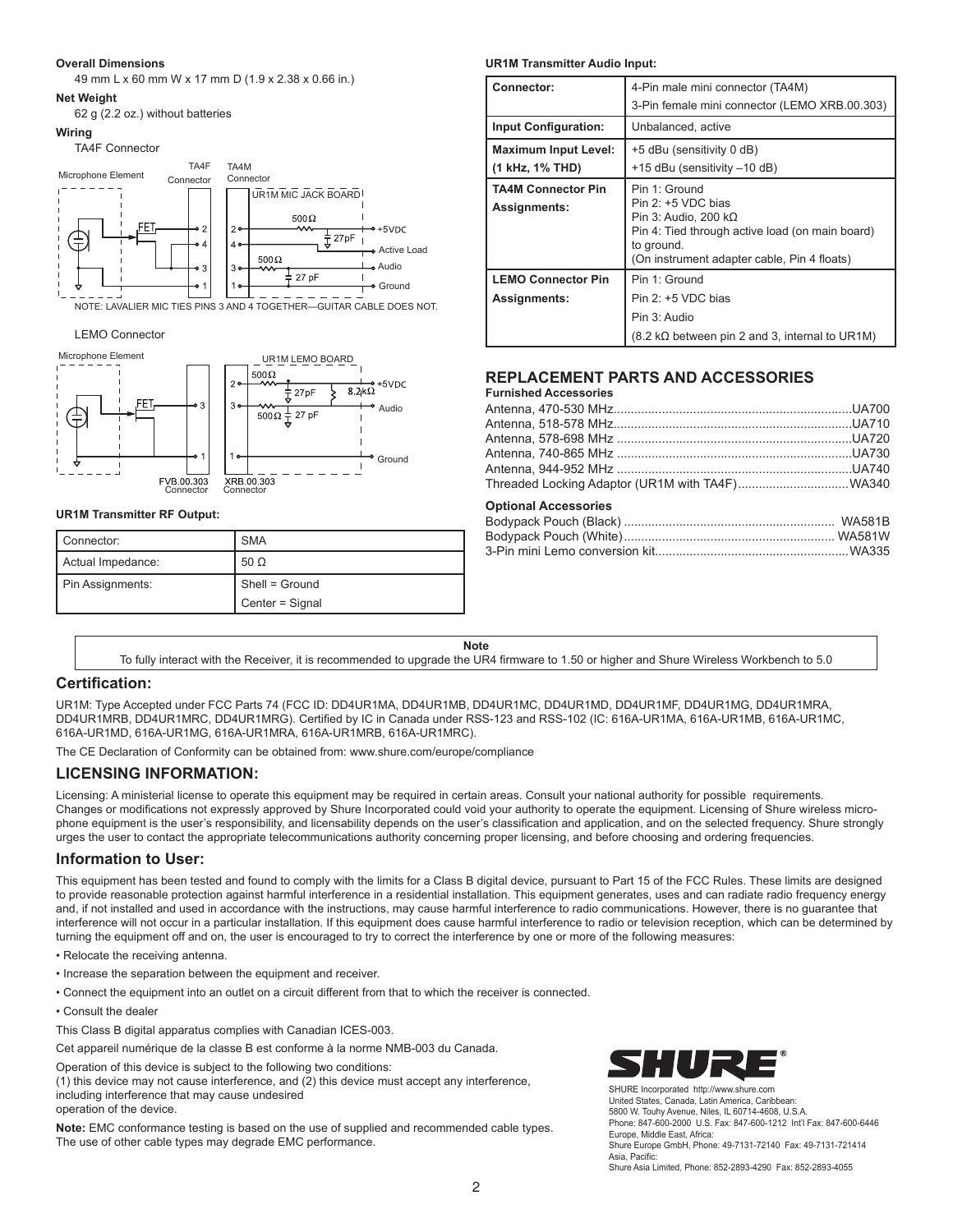**Overall Dimensions**

49 mm L x 60 mm W x 17 mm D (1.9 x 2.38 x 0.66 in.)

**Net Weight**

62 g (2.2 oz.) without batteries

**Wiring**

TA4F Connector

Microphone Element
TA4F Connector
TA4M Connector
UR1M MIC JACK BOARD
FET
500 Ω
27pF
+5VDC
Active Load
500 Ω
27 pF
Audio
Ground

NOTE: LAVALIER MIC TIES PINS 3 AND 4 TOGETHER—GUITAR CABLE DOES NOT.

LEMO Connector

Microphone Element
UR1M LEMO BOARD
FET
500 Ω
27pF
8.2kΩ
+5VDC
500 Ω
27 pF
Audio
Ground
FVB.00.303 Connector
XRB.00.303 Connector

**UR1M Transmitter RF Output:**

| | |
|---|---|
| Connector: | SMA |
| Actual Impedance: | 50 Ω |
| Pin Assignments: | Shell = Ground<br>Center = Signal |

**UR1M Transmitter Audio Input:**

| | |
|---|---|
| **Connector:** | 4-Pin male mini connector (TA4M)<br>3-Pin female mini connector (LEMO XRB.00.303) |
| **Input Configuration:** | Unbalanced, active |
| **Maximum Input Level: (1 kHz, 1% THD)** | +5 dBu (sensitivity 0 dB)<br>+15 dBu (sensitivity –10 dB) |
| **TA4M Connector Pin Assignments:** | Pin 1: Ground<br>Pin 2: +5 VDC bias<br>Pin 3: Audio, 200 kΩ<br>Pin 4: Tied through active load (on main board) to ground.<br>(On instrument adapter cable, Pin 4 floats) |
| **LEMO Connector Pin Assignments:** | Pin 1: Ground<br>Pin 2: +5 VDC bias<br>Pin 3: Audio<br>(8.2 kΩ between pin 2 and 3, internal to UR1M) |

## REPLACEMENT PARTS AND ACCESSORIES

**Furnished Accessories**

Antenna, 470-530 MHz....................................................................UA700
Antenna, 518-578 MHz....................................................................UA710
Antenna, 578-698 MHz ...................................................................UA720
Antenna, 740-865 MHz ...................................................................UA730
Antenna, 944-952 MHz ...................................................................UA740
Threaded Locking Adaptor (UR1M with TA4F)................................WA340

**Optional Accessories**

Bodypack Pouch (Black) ............................................................ WA581B
Bodypack Pouch (White)............................................................ WA581W
3-Pin mini Lemo conversion kit.......................................................WA335

**Note**

To fully interact with the Receiver, it is recommended to upgrade the UR4 firmware to 1.50 or higher and Shure Wireless Workbench to 5.0

## Certification:

UR1M: Type Accepted under FCC Parts 74 (FCC ID: DD4UR1MA, DD4UR1MB, DD4UR1MC, DD4UR1MD, DD4UR1MF, DD4UR1MG, DD4UR1MRA, DD4UR1MRB, DD4UR1MRC, DD4UR1MRG). Certified by IC in Canada under RSS-123 and RSS-102 (IC: 616A-UR1MA, 616A-UR1MB, 616A-UR1MC, 616A-UR1MD, 616A-UR1MG, 616A-UR1MRA, 616A-UR1MRB, 616A-UR1MRC).

The CE Declaration of Conformity can be obtained from: www.shure.com/europe/compliance

## LICENSING INFORMATION:

Licensing: A ministerial license to operate this equipment may be required in certain areas. Consult your national authority for possible requirements. Changes or modifications not expressly approved by Shure Incorporated could void your authority to operate the equipment. Licensing of Shure wireless microphone equipment is the user's responsibility, and licensability depends on the user's classification and application, and on the selected frequency. Shure strongly urges the user to contact the appropriate telecommunications authority concerning proper licensing, and before choosing and ordering frequencies.

## Information to User:

This equipment has been tested and found to comply with the limits for a Class B digital device, pursuant to Part 15 of the FCC Rules. These limits are designed to provide reasonable protection against harmful interference in a residential installation. This equipment generates, uses and can radiate radio frequency energy and, if not installed and used in accordance with the instructions, may cause harmful interference to radio communications. However, there is no guarantee that interference will not occur in a particular installation. If this equipment does cause harmful interference to radio or television reception, which can be determined by turning the equipment off and on, the user is encouraged to try to correct the interference by one or more of the following measures:

- Relocate the receiving antenna.
- Increase the separation between the equipment and receiver.
- Connect the equipment into an outlet on a circuit different from that to which the receiver is connected.
- Consult the dealer

This Class B digital apparatus complies with Canadian ICES-003.

Cet appareil numérique de la classe B est conforme à la norme NMB-003 du Canada.

Operation of this device is subject to the following two conditions:
(1) this device may not cause interference, and (2) this device must accept any interference, including interference that may cause undesired operation of the device.

**Note:** EMC conformance testing is based on the use of supplied and recommended cable types. The use of other cable types may degrade EMC performance.

SHURE

SHURE Incorporated http://www.shure.com
United States, Canada, Latin America, Caribbean:
5800 W. Touhy Avenue, Niles, IL 60714-4608, U.S.A.
Phone: 847-600-2000 U.S. Fax: 847-600-1212 Int'l Fax: 847-600-6446
Europe, Middle East, Africa:
Shure Europe GmbH, Phone: 49-7131-72140 Fax: 49-7131-721414
Asia, Pacific:
Shure Asia Limited, Phone: 852-2893-4290 Fax: 852-2893-4055